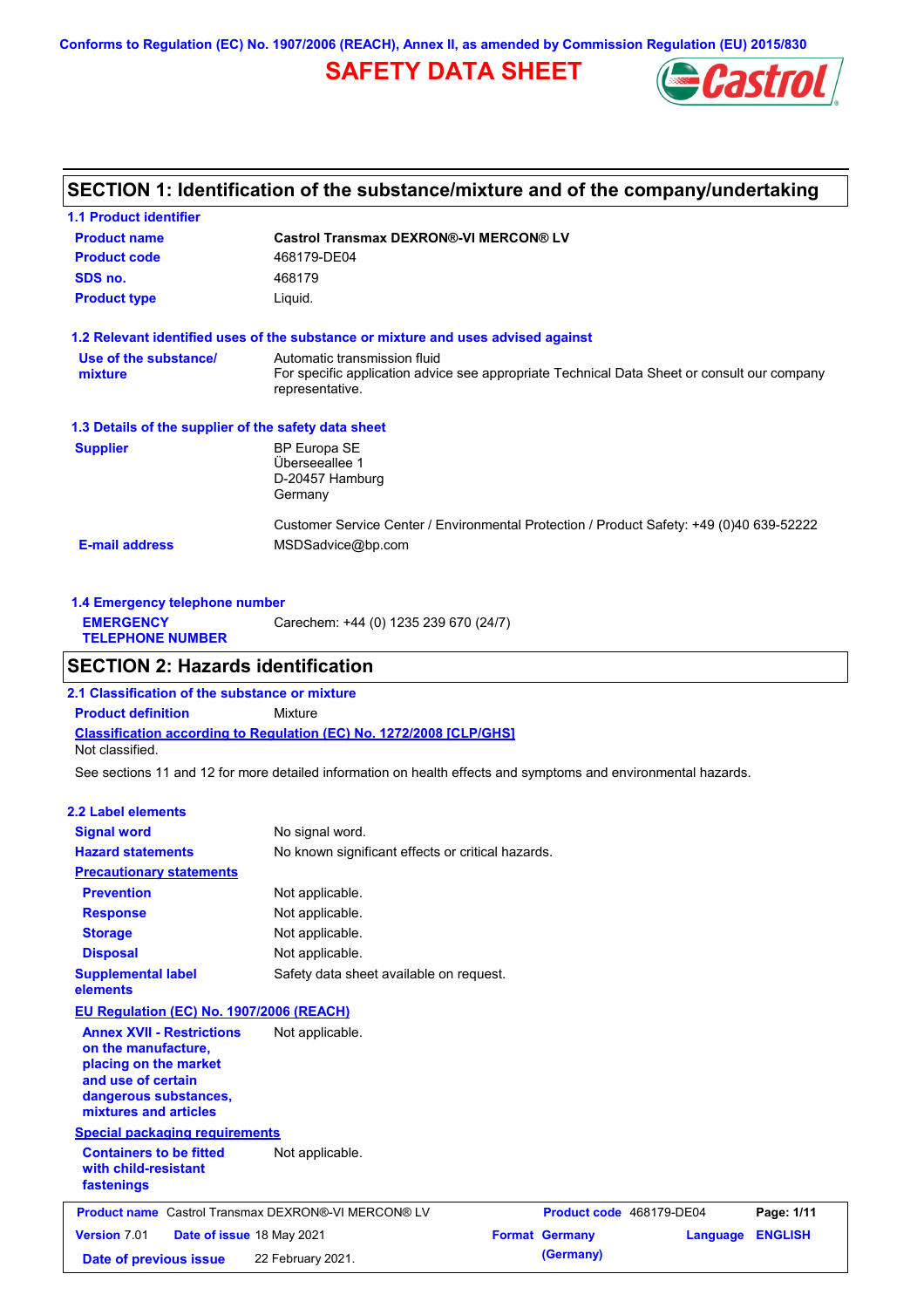Conforms to Regulation (EC) No. 1907/2006 (REACH), Annex II, as amended by Commission Regulation (EU) 2015/830

# SAFETY DATA SHEET

## SECTION 1: Identification of the substance/mixture and of the company/undertaking

### 1.1 Product identifier

| | |
|---|---|
| **Product name** | **Castrol Transmax DEXRON®-VI MERCON® LV** |
| **Product code** | 468179-DE04 |
| **SDS no.** | 468179 |
| **Product type** | Liquid. |

### 1.2 Relevant identified uses of the substance or mixture and uses advised against

| | |
|---|---|
| **Use of the substance/ mixture** | Automatic transmission fluid<br>For specific application advice see appropriate Technical Data Sheet or consult our company representative. |

### 1.3 Details of the supplier of the safety data sheet

| | |
|---|---|
| **Supplier** | BP Europa SE<br>Überseeallee 1<br>D-20457 Hamburg<br>Germany<br><br>Customer Service Center / Environmental Protection / Product Safety: +49 (0)40 639-52222 |
| **E-mail address** | MSDSadvice@bp.com |

### 1.4 Emergency telephone number

| | |
|---|---|
| **EMERGENCY TELEPHONE NUMBER** | Carechem: +44 (0) 1235 239 670 (24/7) |

## SECTION 2: Hazards identification

### 2.1 Classification of the substance or mixture

**Product definition** Mixture

**Classification according to Regulation (EC) No. 1272/2008 [CLP/GHS]**

Not classified.

See sections 11 and 12 for more detailed information on health effects and symptoms and environmental hazards.

### 2.2 Label elements

| | |
|---|---|
| **Signal word** | No signal word. |
| **Hazard statements** | No known significant effects or critical hazards. |

**Precautionary statements**

| | |
|---|---|
| **Prevention** | Not applicable. |
| **Response** | Not applicable. |
| **Storage** | Not applicable. |
| **Disposal** | Not applicable. |
| **Supplemental label elements** | Safety data sheet available on request. |

**EU Regulation (EC) No. 1907/2006 (REACH)**

| | |
|---|---|
| **Annex XVII - Restrictions on the manufacture, placing on the market and use of certain dangerous substances, mixtures and articles** | Not applicable. |

**Special packaging requirements**

| | |
|---|---|
| **Containers to be fitted with child-resistant fastenings** | Not applicable. |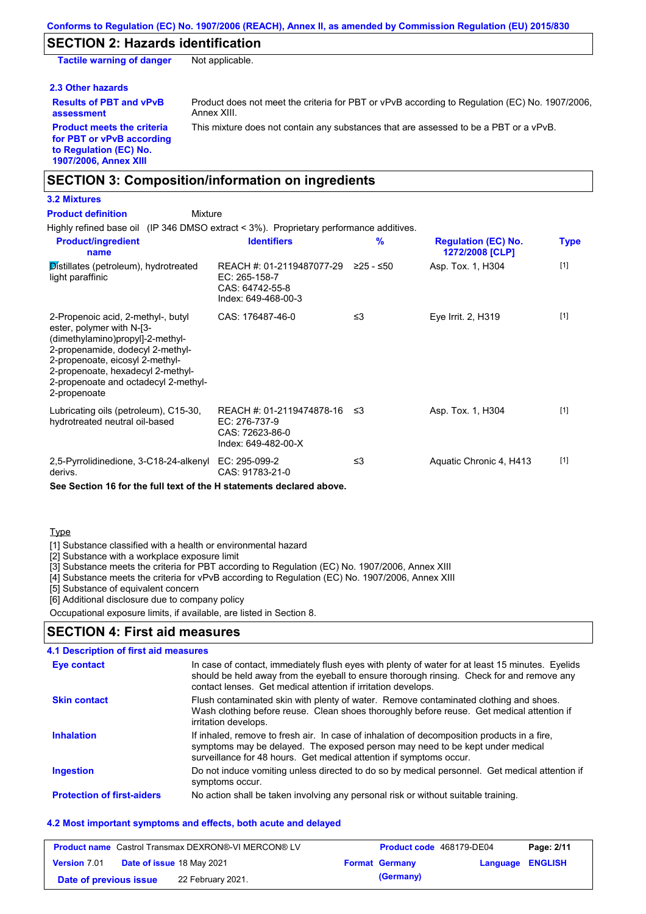## SECTION 2: Hazards identification

| | |
|---|---|
| **Tactile warning of danger** | Not applicable. |

### 2.3 Other hazards

| | |
|---|---|
| **Results of PBT and vPvB assessment** | Product does not meet the criteria for PBT or vPvB according to Regulation (EC) No. 1907/2006, Annex XIII. |
| **Product meets the criteria for PBT or vPvB according to Regulation (EC) No. 1907/2006, Annex XIII** | This mixture does not contain any substances that are assessed to be a PBT or a vPvB. |

## SECTION 3: Composition/information on ingredients

### 3.2 Mixtures

**Product definition** Mixture

Highly refined base oil (IP 346 DMSO extract < 3%). Proprietary performance additives.

| Product/ingredient name | Identifiers | % | Regulation (EC) No. 1272/2008 [CLP] | Type |
|---|---|---|---|---|
| Distillates (petroleum), hydrotreated light paraffinic | REACH #: 01-2119487077-29<br>EC: 265-158-7<br>CAS: 64742-55-8<br>Index: 649-468-00-3 | ≥25 - ≤50 | Asp. Tox. 1, H304 | [1] |
| 2-Propenoic acid, 2-methyl-, butyl ester, polymer with N-[3-(dimethylamino)propyl]-2-methyl-2-propenamide, dodecyl 2-methyl-2-propenoate, eicosyl 2-methyl-2-propenoate, hexadecyl 2-methyl-2-propenoate and octadecyl 2-methyl-2-propenoate | CAS: 176487-46-0 | ≤3 | Eye Irrit. 2, H319 | [1] |
| Lubricating oils (petroleum), C15-30, hydrotreated neutral oil-based | REACH #: 01-2119474878-16<br>EC: 276-737-9<br>CAS: 72623-86-0<br>Index: 649-482-00-X | ≤3 | Asp. Tox. 1, H304 | [1] |
| 2,5-Pyrrolidinedione, 3-C18-24-alkenyl derivs. | EC: 295-099-2<br>CAS: 91783-21-0 | ≤3 | Aquatic Chronic 4, H413 | [1] |

**See Section 16 for the full text of the H statements declared above.**

Type

[1] Substance classified with a health or environmental hazard
[2] Substance with a workplace exposure limit
[3] Substance meets the criteria for PBT according to Regulation (EC) No. 1907/2006, Annex XIII
[4] Substance meets the criteria for vPvB according to Regulation (EC) No. 1907/2006, Annex XIII
[5] Substance of equivalent concern
[6] Additional disclosure due to company policy

Occupational exposure limits, if available, are listed in Section 8.

## SECTION 4: First aid measures

### 4.1 Description of first aid measures

| | |
|---|---|
| **Eye contact** | In case of contact, immediately flush eyes with plenty of water for at least 15 minutes. Eyelids should be held away from the eyeball to ensure thorough rinsing. Check for and remove any contact lenses. Get medical attention if irritation develops. |
| **Skin contact** | Flush contaminated skin with plenty of water. Remove contaminated clothing and shoes. Wash clothing before reuse. Clean shoes thoroughly before reuse. Get medical attention if irritation develops. |
| **Inhalation** | If inhaled, remove to fresh air. In case of inhalation of decomposition products in a fire, symptoms may be delayed. The exposed person may need to be kept under medical surveillance for 48 hours. Get medical attention if symptoms occur. |
| **Ingestion** | Do not induce vomiting unless directed to do so by medical personnel. Get medical attention if symptoms occur. |
| **Protection of first-aiders** | No action shall be taken involving any personal risk or without suitable training. |

### 4.2 Most important symptoms and effects, both acute and delayed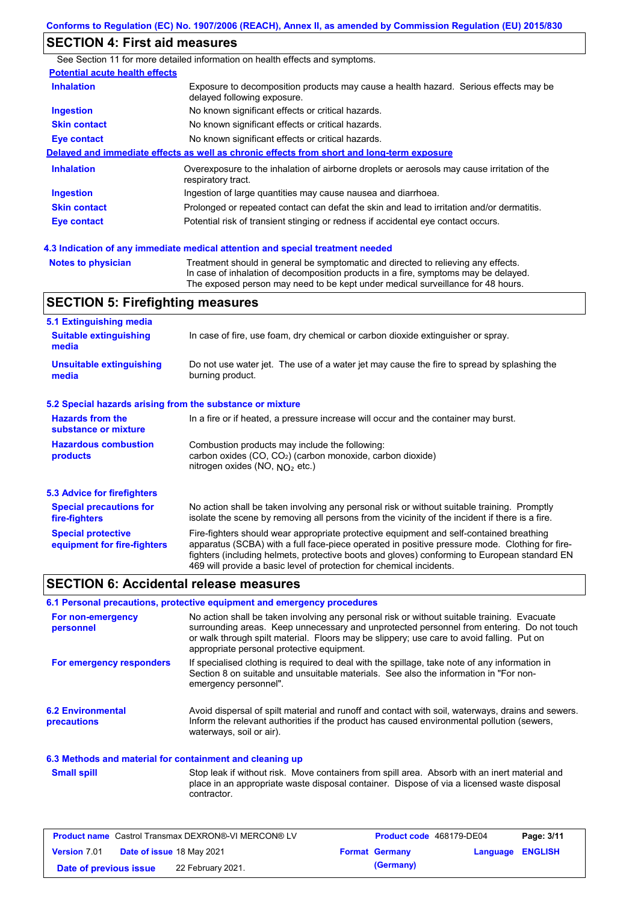Conforms to Regulation (EC) No. 1907/2006 (REACH), Annex II, as amended by Commission Regulation (EU) 2015/830

## SECTION 4: First aid measures

See Section 11 for more detailed information on health effects and symptoms.

**Potential acute health effects**

| | |
|---|---|
| **Inhalation** | Exposure to decomposition products may cause a health hazard. Serious effects may be delayed following exposure. |
| **Ingestion** | No known significant effects or critical hazards. |
| **Skin contact** | No known significant effects or critical hazards. |
| **Eye contact** | No known significant effects or critical hazards. |

**Delayed and immediate effects as well as chronic effects from short and long-term exposure**

| | |
|---|---|
| **Inhalation** | Overexposure to the inhalation of airborne droplets or aerosols may cause irritation of the respiratory tract. |
| **Ingestion** | Ingestion of large quantities may cause nausea and diarrhoea. |
| **Skin contact** | Prolonged or repeated contact can defat the skin and lead to irritation and/or dermatitis. |
| **Eye contact** | Potential risk of transient stinging or redness if accidental eye contact occurs. |

### 4.3 Indication of any immediate medical attention and special treatment needed

| | |
|---|---|
| **Notes to physician** | Treatment should in general be symptomatic and directed to relieving any effects. In case of inhalation of decomposition products in a fire, symptoms may be delayed. The exposed person may need to be kept under medical surveillance for 48 hours. |

## SECTION 5: Firefighting measures

### 5.1 Extinguishing media

| | |
|---|---|
| **Suitable extinguishing media** | In case of fire, use foam, dry chemical or carbon dioxide extinguisher or spray. |
| **Unsuitable extinguishing media** | Do not use water jet. The use of a water jet may cause the fire to spread by splashing the burning product. |

### 5.2 Special hazards arising from the substance or mixture

| | |
|---|---|
| **Hazards from the substance or mixture** | In a fire or if heated, a pressure increase will occur and the container may burst. |
| **Hazardous combustion products** | Combustion products may include the following: carbon oxides (CO, $CO_2$) (carbon monoxide, carbon dioxide) nitrogen oxides (NO, $NO_2$ etc.) |

### 5.3 Advice for firefighters

| | |
|---|---|
| **Special precautions for fire-fighters** | No action shall be taken involving any personal risk or without suitable training. Promptly isolate the scene by removing all persons from the vicinity of the incident if there is a fire. |
| **Special protective equipment for fire-fighters** | Fire-fighters should wear appropriate protective equipment and self-contained breathing apparatus (SCBA) with a full face-piece operated in positive pressure mode. Clothing for fire-fighters (including helmets, protective boots and gloves) conforming to European standard EN 469 will provide a basic level of protection for chemical incidents. |

## SECTION 6: Accidental release measures

### 6.1 Personal precautions, protective equipment and emergency procedures

| | |
|---|---|
| **For non-emergency personnel** | No action shall be taken involving any personal risk or without suitable training. Evacuate surrounding areas. Keep unnecessary and unprotected personnel from entering. Do not touch or walk through spilt material. Floors may be slippery; use care to avoid falling. Put on appropriate personal protective equipment. |
| **For emergency responders** | If specialised clothing is required to deal with the spillage, take note of any information in Section 8 on suitable and unsuitable materials. See also the information in "For non-emergency personnel". |

| | |
|---|---|
| **6.2 Environmental precautions** | Avoid dispersal of spilt material and runoff and contact with soil, waterways, drains and sewers. Inform the relevant authorities if the product has caused environmental pollution (sewers, waterways, soil or air). |

### 6.3 Methods and material for containment and cleaning up

| | |
|---|---|
| **Small spill** | Stop leak if without risk. Move containers from spill area. Absorb with an inert material and place in an appropriate waste disposal container. Dispose of via a licensed waste disposal contractor. |

| | | | |
|---|---|---|---|
| **Product name** Castrol Transmax DEXRON®-VI MERCON® LV | | **Product code** 468179-DE04 | |
| **Version** 7.01 | **Date of issue** 18 May 2021 | **Format** Germany (Germany) | **Language** ENGLISH |
| **Date of previous issue** | 22 February 2021. | | |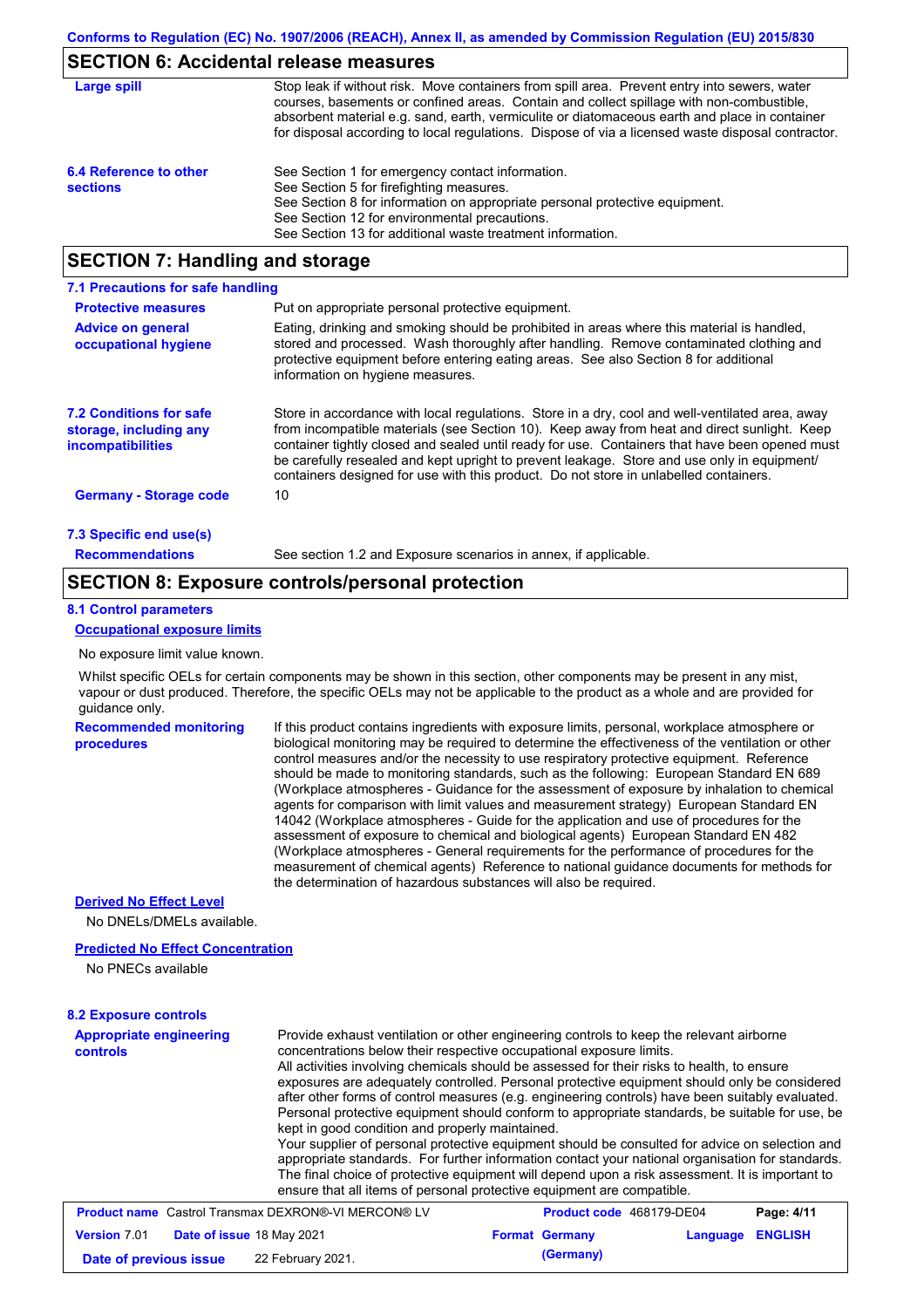## SECTION 6: Accidental release measures

**Large spill**

Stop leak if without risk. Move containers from spill area. Prevent entry into sewers, water courses, basements or confined areas. Contain and collect spillage with non-combustible, absorbent material e.g. sand, earth, vermiculite or diatomaceous earth and place in container for disposal according to local regulations. Dispose of via a licensed waste disposal contractor.

**6.4 Reference to other sections**

See Section 1 for emergency contact information.
See Section 5 for firefighting measures.
See Section 8 for information on appropriate personal protective equipment.
See Section 12 for environmental precautions.
See Section 13 for additional waste treatment information.

## SECTION 7: Handling and storage

### 7.1 Precautions for safe handling

**Protective measures**

Put on appropriate personal protective equipment.

**Advice on general occupational hygiene**

Eating, drinking and smoking should be prohibited in areas where this material is handled, stored and processed. Wash thoroughly after handling. Remove contaminated clothing and protective equipment before entering eating areas. See also Section 8 for additional information on hygiene measures.

### 7.2 Conditions for safe storage, including any incompatibilities

Store in accordance with local regulations. Store in a dry, cool and well-ventilated area, away from incompatible materials (see Section 10). Keep away from heat and direct sunlight. Keep container tightly closed and sealed until ready for use. Containers that have been opened must be carefully resealed and kept upright to prevent leakage. Store and use only in equipment/ containers designed for use with this product. Do not store in unlabelled containers.

**Germany - Storage code**

10

### 7.3 Specific end use(s)

**Recommendations**

See section 1.2 and Exposure scenarios in annex, if applicable.

## SECTION 8: Exposure controls/personal protection

### 8.1 Control parameters

**Occupational exposure limits**

No exposure limit value known.

Whilst specific OELs for certain components may be shown in this section, other components may be present in any mist, vapour or dust produced. Therefore, the specific OELs may not be applicable to the product as a whole and are provided for guidance only.

**Recommended monitoring procedures**

If this product contains ingredients with exposure limits, personal, workplace atmosphere or biological monitoring may be required to determine the effectiveness of the ventilation or other control measures and/or the necessity to use respiratory protective equipment. Reference should be made to monitoring standards, such as the following: European Standard EN 689 (Workplace atmospheres - Guidance for the assessment of exposure by inhalation to chemical agents for comparison with limit values and measurement strategy) European Standard EN 14042 (Workplace atmospheres - Guide for the application and use of procedures for the assessment of exposure to chemical and biological agents) European Standard EN 482 (Workplace atmospheres - General requirements for the performance of procedures for the measurement of chemical agents) Reference to national guidance documents for methods for the determination of hazardous substances will also be required.

**Derived No Effect Level**

No DNELs/DMELs available.

**Predicted No Effect Concentration**

No PNECs available

### 8.2 Exposure controls

**Appropriate engineering controls**

Provide exhaust ventilation or other engineering controls to keep the relevant airborne concentrations below their respective occupational exposure limits.
All activities involving chemicals should be assessed for their risks to health, to ensure exposures are adequately controlled. Personal protective equipment should only be considered after other forms of control measures (e.g. engineering controls) have been suitably evaluated. Personal protective equipment should conform to appropriate standards, be suitable for use, be kept in good condition and properly maintained.
Your supplier of personal protective equipment should be consulted for advice on selection and appropriate standards. For further information contact your national organisation for standards. The final choice of protective equipment will depend upon a risk assessment. It is important to ensure that all items of personal protective equipment are compatible.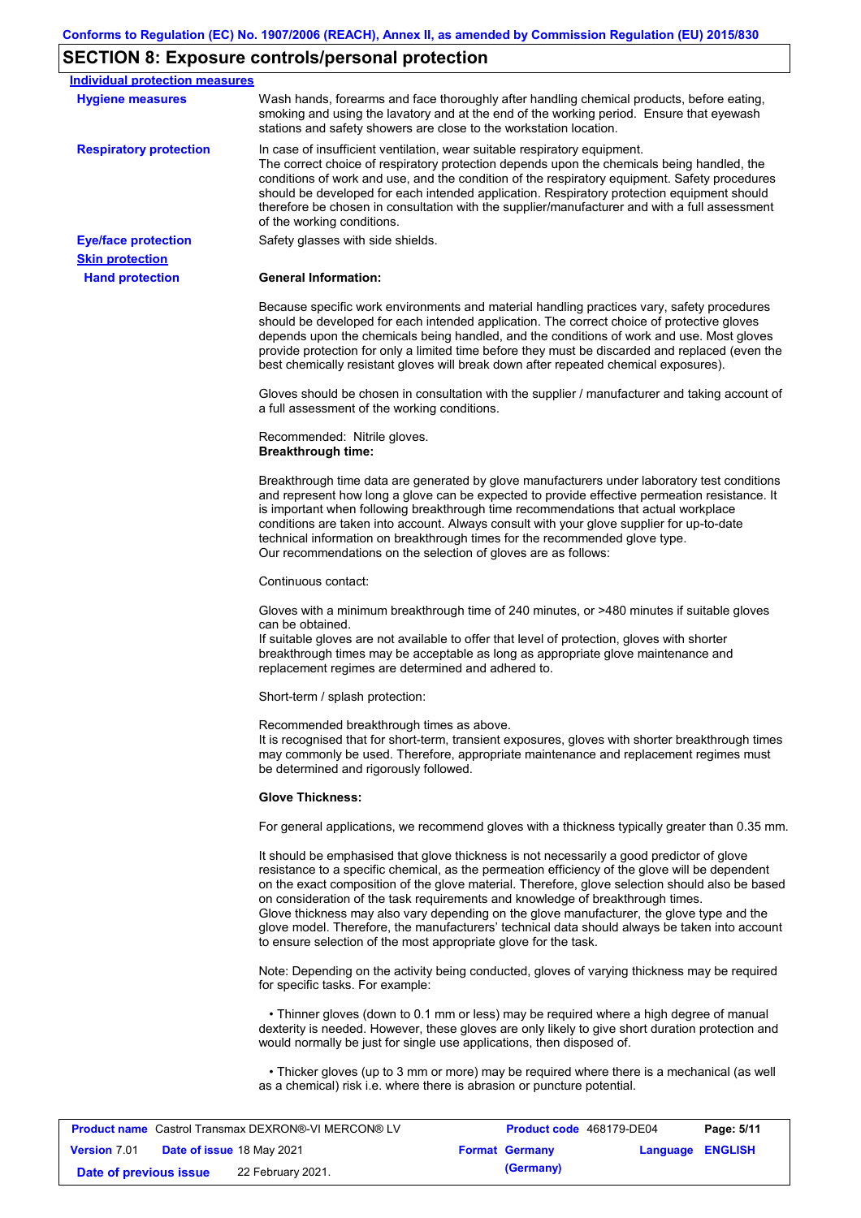## SECTION 8: Exposure controls/personal protection

**Individual protection measures**

**Hygiene measures**

Wash hands, forearms and face thoroughly after handling chemical products, before eating, smoking and using the lavatory and at the end of the working period. Ensure that eyewash stations and safety showers are close to the workstation location.

**Respiratory protection**

In case of insufficient ventilation, wear suitable respiratory equipment.
The correct choice of respiratory protection depends upon the chemicals being handled, the conditions of work and use, and the condition of the respiratory equipment. Safety procedures should be developed for each intended application. Respiratory protection equipment should therefore be chosen in consultation with the supplier/manufacturer and with a full assessment of the working conditions.

**Eye/face protection**

Safety glasses with side shields.

**Skin protection**

**Hand protection**

**General Information:**

Because specific work environments and material handling practices vary, safety procedures should be developed for each intended application. The correct choice of protective gloves depends upon the chemicals being handled, and the conditions of work and use. Most gloves provide protection for only a limited time before they must be discarded and replaced (even the best chemically resistant gloves will break down after repeated chemical exposures).

Gloves should be chosen in consultation with the supplier / manufacturer and taking account of a full assessment of the working conditions.

Recommended: Nitrile gloves.
**Breakthrough time:**

Breakthrough time data are generated by glove manufacturers under laboratory test conditions and represent how long a glove can be expected to provide effective permeation resistance. It is important when following breakthrough time recommendations that actual workplace conditions are taken into account. Always consult with your glove supplier for up-to-date technical information on breakthrough times for the recommended glove type.
Our recommendations on the selection of gloves are as follows:

Continuous contact:

Gloves with a minimum breakthrough time of 240 minutes, or >480 minutes if suitable gloves can be obtained.
If suitable gloves are not available to offer that level of protection, gloves with shorter breakthrough times may be acceptable as long as appropriate glove maintenance and replacement regimes are determined and adhered to.

Short-term / splash protection:

Recommended breakthrough times as above.
It is recognised that for short-term, transient exposures, gloves with shorter breakthrough times may commonly be used. Therefore, appropriate maintenance and replacement regimes must be determined and rigorously followed.

**Glove Thickness:**

For general applications, we recommend gloves with a thickness typically greater than 0.35 mm.

It should be emphasised that glove thickness is not necessarily a good predictor of glove resistance to a specific chemical, as the permeation efficiency of the glove will be dependent on the exact composition of the glove material. Therefore, glove selection should also be based on consideration of the task requirements and knowledge of breakthrough times.
Glove thickness may also vary depending on the glove manufacturer, the glove type and the glove model. Therefore, the manufacturers' technical data should always be taken into account to ensure selection of the most appropriate glove for the task.

Note: Depending on the activity being conducted, gloves of varying thickness may be required for specific tasks. For example:

- Thinner gloves (down to 0.1 mm or less) may be required where a high degree of manual dexterity is needed. However, these gloves are only likely to give short duration protection and would normally be just for single use applications, then disposed of.

- Thicker gloves (up to 3 mm or more) may be required where there is a mechanical (as well as a chemical) risk i.e. where there is abrasion or puncture potential.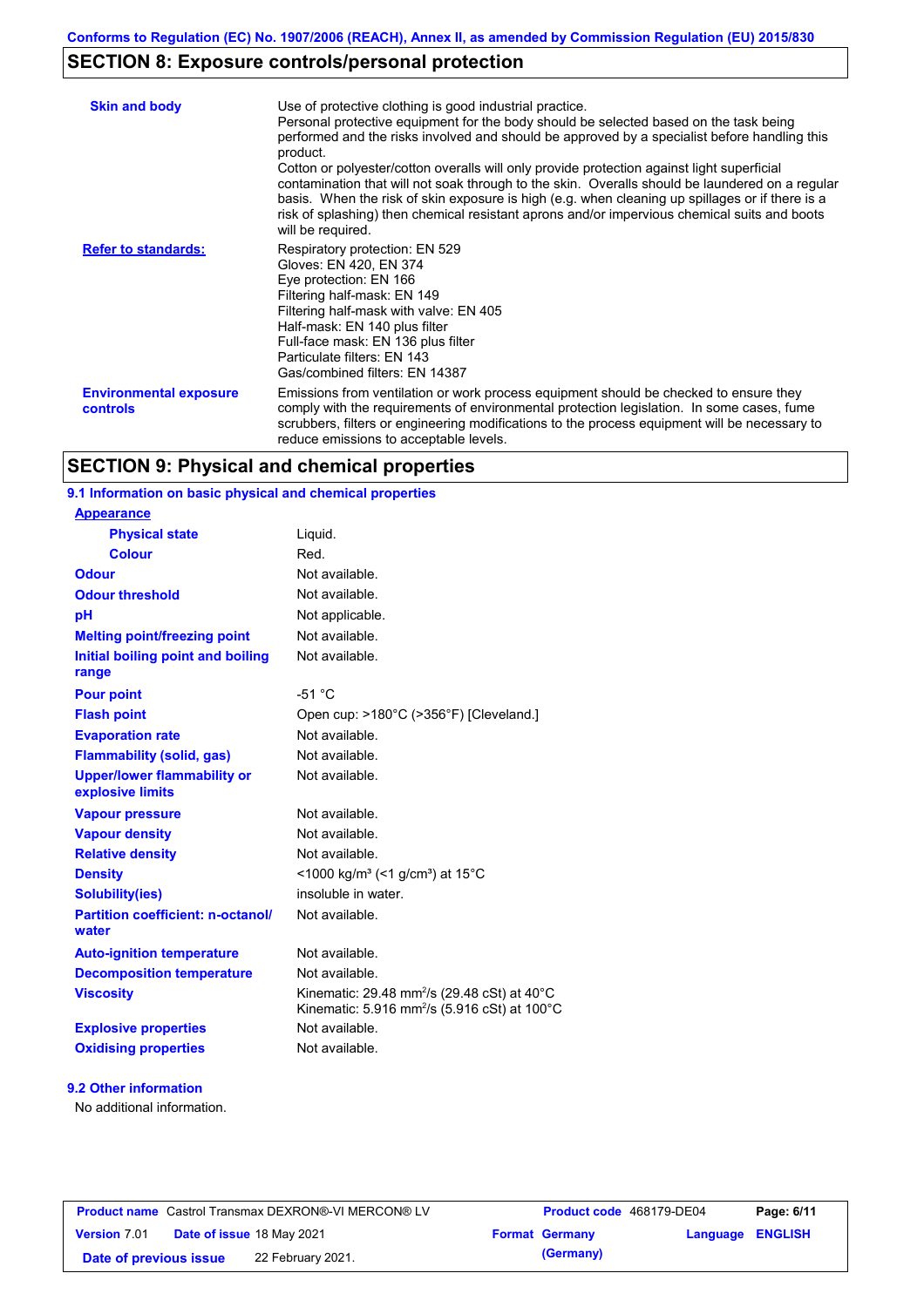## SECTION 8: Exposure controls/personal protection

| | |
|---|---|
| **Skin and body** | Use of protective clothing is good industrial practice. Personal protective equipment for the body should be selected based on the task being performed and the risks involved and should be approved by a specialist before handling this product. Cotton or polyester/cotton overalls will only provide protection against light superficial contamination that will not soak through to the skin. Overalls should be laundered on a regular basis. When the risk of skin exposure is high (e.g. when cleaning up spillages or if there is a risk of splashing) then chemical resistant aprons and/or impervious chemical suits and boots will be required. |
| **Refer to standards:** | Respiratory protection: EN 529<br>Gloves: EN 420, EN 374<br>Eye protection: EN 166<br>Filtering half-mask: EN 149<br>Filtering half-mask with valve: EN 405<br>Half-mask: EN 140 plus filter<br>Full-face mask: EN 136 plus filter<br>Particulate filters: EN 143<br>Gas/combined filters: EN 14387 |
| **Environmental exposure controls** | Emissions from ventilation or work process equipment should be checked to ensure they comply with the requirements of environmental protection legislation. In some cases, fume scrubbers, filters or engineering modifications to the process equipment will be necessary to reduce emissions to acceptable levels. |

## SECTION 9: Physical and chemical properties

### 9.1 Information on basic physical and chemical properties

| | |
|---|---|
| **Appearance** | |
| **Physical state** | Liquid. |
| **Colour** | Red. |
| **Odour** | Not available. |
| **Odour threshold** | Not available. |
| **pH** | Not applicable. |
| **Melting point/freezing point** | Not available. |
| **Initial boiling point and boiling range** | Not available. |
| **Pour point** | -51 °C |
| **Flash point** | Open cup: >180°C (>356°F) [Cleveland.] |
| **Evaporation rate** | Not available. |
| **Flammability (solid, gas)** | Not available. |
| **Upper/lower flammability or explosive limits** | Not available. |
| **Vapour pressure** | Not available. |
| **Vapour density** | Not available. |
| **Relative density** | Not available. |
| **Density** | <1000 kg/m³ (<1 g/cm³) at 15°C |
| **Solubility(ies)** | insoluble in water. |
| **Partition coefficient: n-octanol/water** | Not available. |
| **Auto-ignition temperature** | Not available. |
| **Decomposition temperature** | Not available. |
| **Viscosity** | Kinematic: 29.48 mm²/s (29.48 cSt) at 40°C<br>Kinematic: 5.916 mm²/s (5.916 cSt) at 100°C |
| **Explosive properties** | Not available. |
| **Oxidising properties** | Not available. |

### 9.2 Other information

No additional information.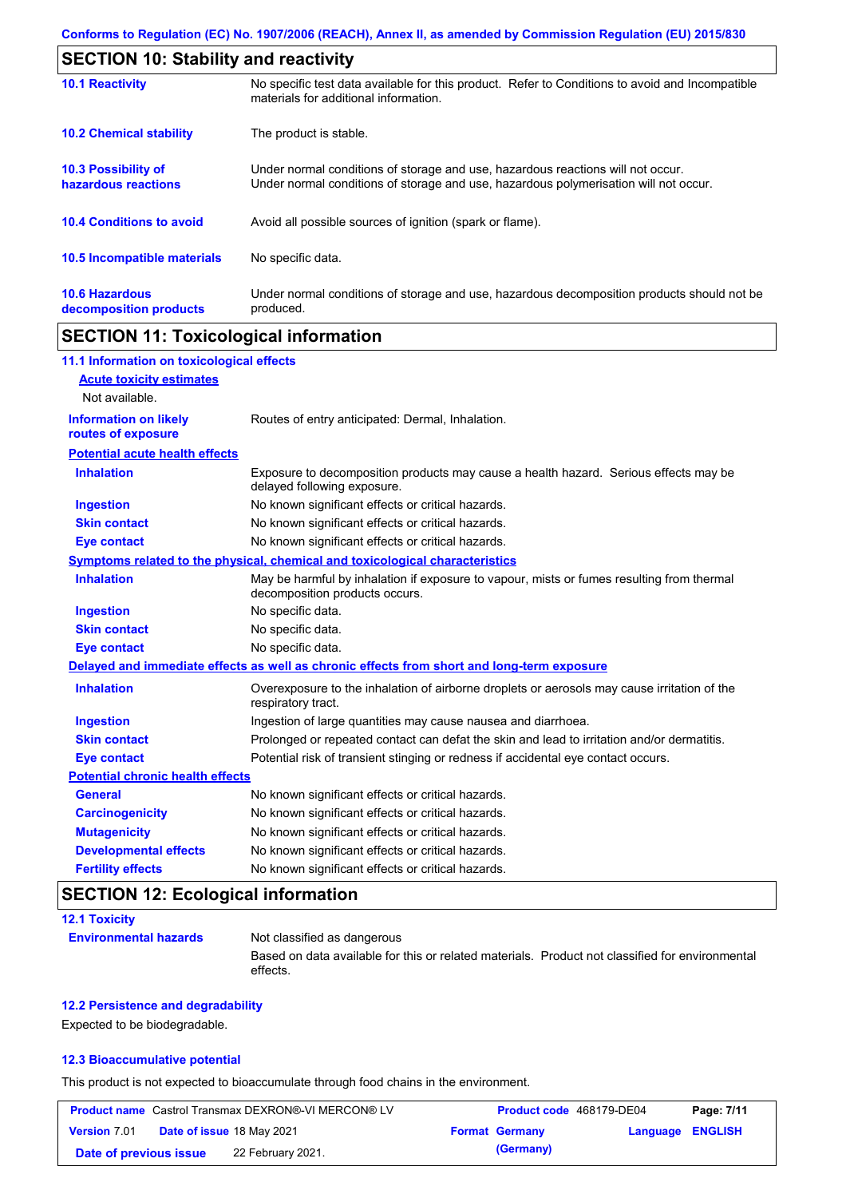## SECTION 10: Stability and reactivity

| | |
|---|---|
| **10.1 Reactivity** | No specific test data available for this product. Refer to Conditions to avoid and Incompatible materials for additional information. |
| **10.2 Chemical stability** | The product is stable. |
| **10.3 Possibility of hazardous reactions** | Under normal conditions of storage and use, hazardous reactions will not occur. Under normal conditions of storage and use, hazardous polymerisation will not occur. |
| **10.4 Conditions to avoid** | Avoid all possible sources of ignition (spark or flame). |
| **10.5 Incompatible materials** | No specific data. |
| **10.6 Hazardous decomposition products** | Under normal conditions of storage and use, hazardous decomposition products should not be produced. |

## SECTION 11: Toxicological information

### 11.1 Information on toxicological effects

**Acute toxicity estimates**

Not available.

| | |
|---|---|
| **Information on likely routes of exposure** | Routes of entry anticipated: Dermal, Inhalation. |

**Potential acute health effects**

| | |
|---|---|
| **Inhalation** | Exposure to decomposition products may cause a health hazard. Serious effects may be delayed following exposure. |
| **Ingestion** | No known significant effects or critical hazards. |
| **Skin contact** | No known significant effects or critical hazards. |
| **Eye contact** | No known significant effects or critical hazards. |

**Symptoms related to the physical, chemical and toxicological characteristics**

| | |
|---|---|
| **Inhalation** | May be harmful by inhalation if exposure to vapour, mists or fumes resulting from thermal decomposition products occurs. |
| **Ingestion** | No specific data. |
| **Skin contact** | No specific data. |
| **Eye contact** | No specific data. |

**Delayed and immediate effects as well as chronic effects from short and long-term exposure**

| | |
|---|---|
| **Inhalation** | Overexposure to the inhalation of airborne droplets or aerosols may cause irritation of the respiratory tract. |
| **Ingestion** | Ingestion of large quantities may cause nausea and diarrhoea. |
| **Skin contact** | Prolonged or repeated contact can defat the skin and lead to irritation and/or dermatitis. |
| **Eye contact** | Potential risk of transient stinging or redness if accidental eye contact occurs. |

**Potential chronic health effects**

| | |
|---|---|
| **General** | No known significant effects or critical hazards. |
| **Carcinogenicity** | No known significant effects or critical hazards. |
| **Mutagenicity** | No known significant effects or critical hazards. |
| **Developmental effects** | No known significant effects or critical hazards. |
| **Fertility effects** | No known significant effects or critical hazards. |

## SECTION 12: Ecological information

### 12.1 Toxicity

| | |
|---|---|
| **Environmental hazards** | Not classified as dangerous<br>Based on data available for this or related materials. Product not classified for environmental effects. |

### 12.2 Persistence and degradability

Expected to be biodegradable.

### 12.3 Bioaccumulative potential

This product is not expected to bioaccumulate through food chains in the environment.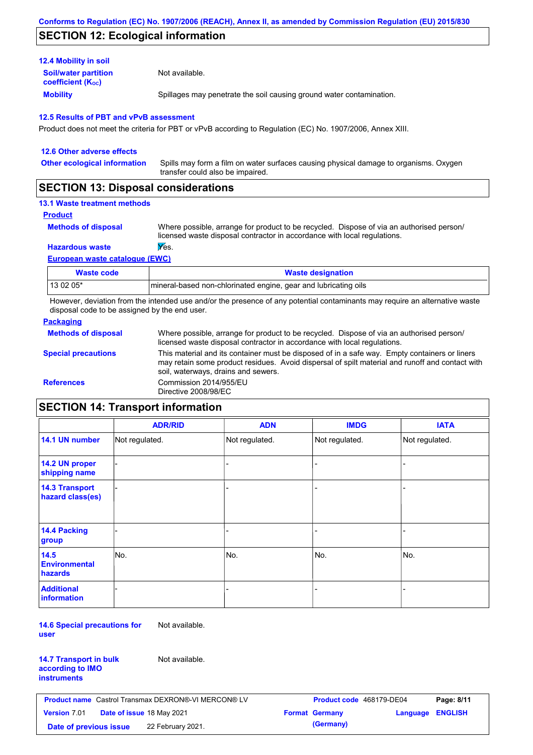## SECTION 12: Ecological information

### 12.4 Mobility in soil

**Soil/water partition coefficient ($K_{OC}$)** Not available.

**Mobility** Spillages may penetrate the soil causing ground water contamination.

### 12.5 Results of PBT and vPvB assessment

Product does not meet the criteria for PBT or vPvB according to Regulation (EC) No. 1907/2006, Annex XIII.

### 12.6 Other adverse effects

**Other ecological information** Spills may form a film on water surfaces causing physical damage to organisms. Oxygen transfer could also be impaired.

## SECTION 13: Disposal considerations

### 13.1 Waste treatment methods

**Product**

**Methods of disposal** Where possible, arrange for product to be recycled. Dispose of via an authorised person/ licensed waste disposal contractor in accordance with local regulations.

**Hazardous waste** Yes.

**European waste catalogue (EWC)**

| Waste code | Waste designation |
| --- | --- |
| 13 02 05* | mineral-based non-chlorinated engine, gear and lubricating oils |

However, deviation from the intended use and/or the presence of any potential contaminants may require an alternative waste disposal code to be assigned by the end user.

**Packaging**

**Methods of disposal** Where possible, arrange for product to be recycled. Dispose of via an authorised person/ licensed waste disposal contractor in accordance with local regulations.

**Special precautions** This material and its container must be disposed of in a safe way. Empty containers or liners may retain some product residues. Avoid dispersal of spilt material and runoff and contact with soil, waterways, drains and sewers.

**References** Commission 2014/955/EU
Directive 2008/98/EC

## SECTION 14: Transport information

| | ADR/RID | ADN | IMDG | IATA |
| --- | --- | --- | --- | --- |
| **14.1 UN number** | Not regulated. | Not regulated. | Not regulated. | Not regulated. |
| **14.2 UN proper shipping name** | - | - | - | - |
| **14.3 Transport hazard class(es)** | - | - | - | - |
| **14.4 Packing group** | - | - | - | - |
| **14.5 Environmental hazards** | No. | No. | No. | No. |
| **Additional information** | - | - | - | - |

**14.6 Special precautions for user** Not available.

**14.7 Transport in bulk according to IMO instruments** Not available.

| **Product name** Castrol Transmax DEXRON®-VI MERCON® LV | **Product code** 468179-DE04 | **Page:** 8/11 |
| --- | --- | --- |
| **Version** 7.01 **Date of issue** 18 May 2021 | **Format** Germany (Germany) | **Language** ENGLISH |
| **Date of previous issue** 22 February 2021. | | |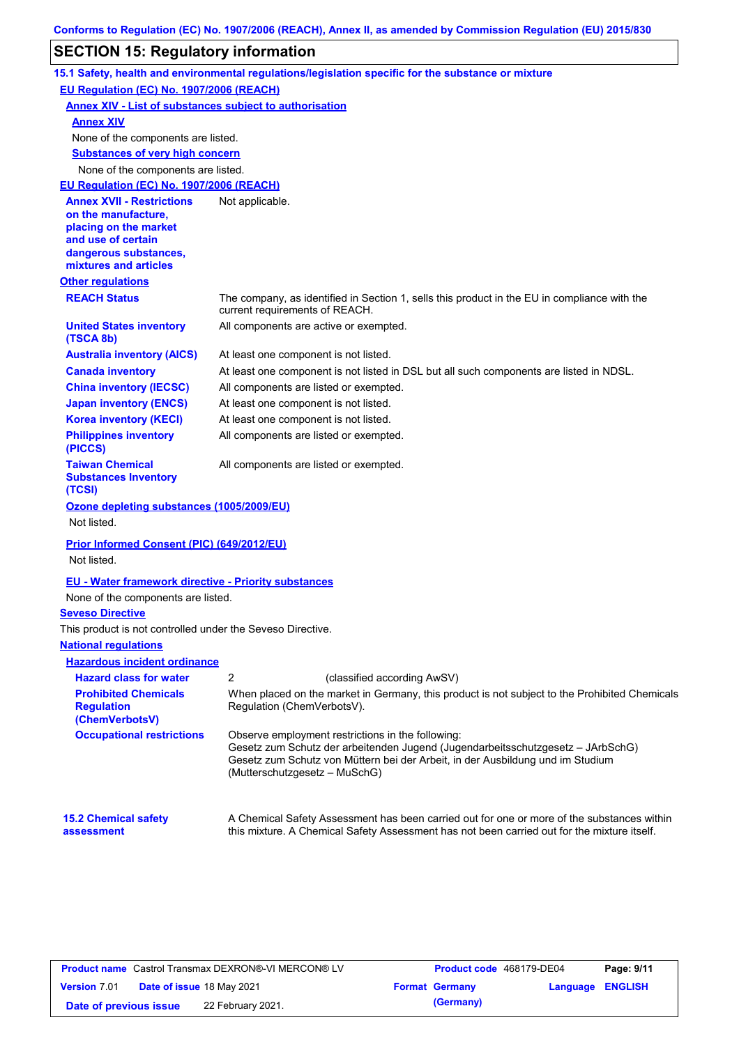## SECTION 15: Regulatory information

### 15.1 Safety, health and environmental regulations/legislation specific for the substance or mixture

**EU Regulation (EC) No. 1907/2006 (REACH)**

**Annex XIV - List of substances subject to authorisation**

**Annex XIV**

None of the components are listed.

**Substances of very high concern**

None of the components are listed.

**EU Regulation (EC) No. 1907/2006 (REACH)**

| | |
|---|---|
| **Annex XVII - Restrictions on the manufacture, placing on the market and use of certain dangerous substances, mixtures and articles** | Not applicable. |

**Other regulations**

| | |
|---|---|
| **REACH Status** | The company, as identified in Section 1, sells this product in the EU in compliance with the current requirements of REACH. |
| **United States inventory (TSCA 8b)** | All components are active or exempted. |
| **Australia inventory (AICS)** | At least one component is not listed. |
| **Canada inventory** | At least one component is not listed in DSL but all such components are listed in NDSL. |
| **China inventory (IECSC)** | All components are listed or exempted. |
| **Japan inventory (ENCS)** | At least one component is not listed. |
| **Korea inventory (KECI)** | At least one component is not listed. |
| **Philippines inventory (PICCS)** | All components are listed or exempted. |
| **Taiwan Chemical Substances Inventory (TCSI)** | All components are listed or exempted. |

**Ozone depleting substances (1005/2009/EU)**

Not listed.

**Prior Informed Consent (PIC) (649/2012/EU)**

Not listed.

**EU - Water framework directive - Priority substances**

None of the components are listed.

**Seveso Directive**

This product is not controlled under the Seveso Directive.

**National regulations**

**Hazardous incident ordinance**

| | |
|---|---|
| **Hazard class for water** | 2 (classified according AwSV) |
| **Prohibited Chemicals Regulation (ChemVerbotsV)** | When placed on the market in Germany, this product is not subject to the Prohibited Chemicals Regulation (ChemVerbotsV). |
| **Occupational restrictions** | Observe employment restrictions in the following:<br>Gesetz zum Schutz der arbeitenden Jugend (Jugendarbeitsschutzgesetz – JArbSchG)<br>Gesetz zum Schutz von Müttern bei der Arbeit, in der Ausbildung und im Studium (Mutterschutzgesetz – MuSchG) |

| | |
|---|---|
| **15.2 Chemical safety assessment** | A Chemical Safety Assessment has been carried out for one or more of the substances within this mixture. A Chemical Safety Assessment has not been carried out for the mixture itself. |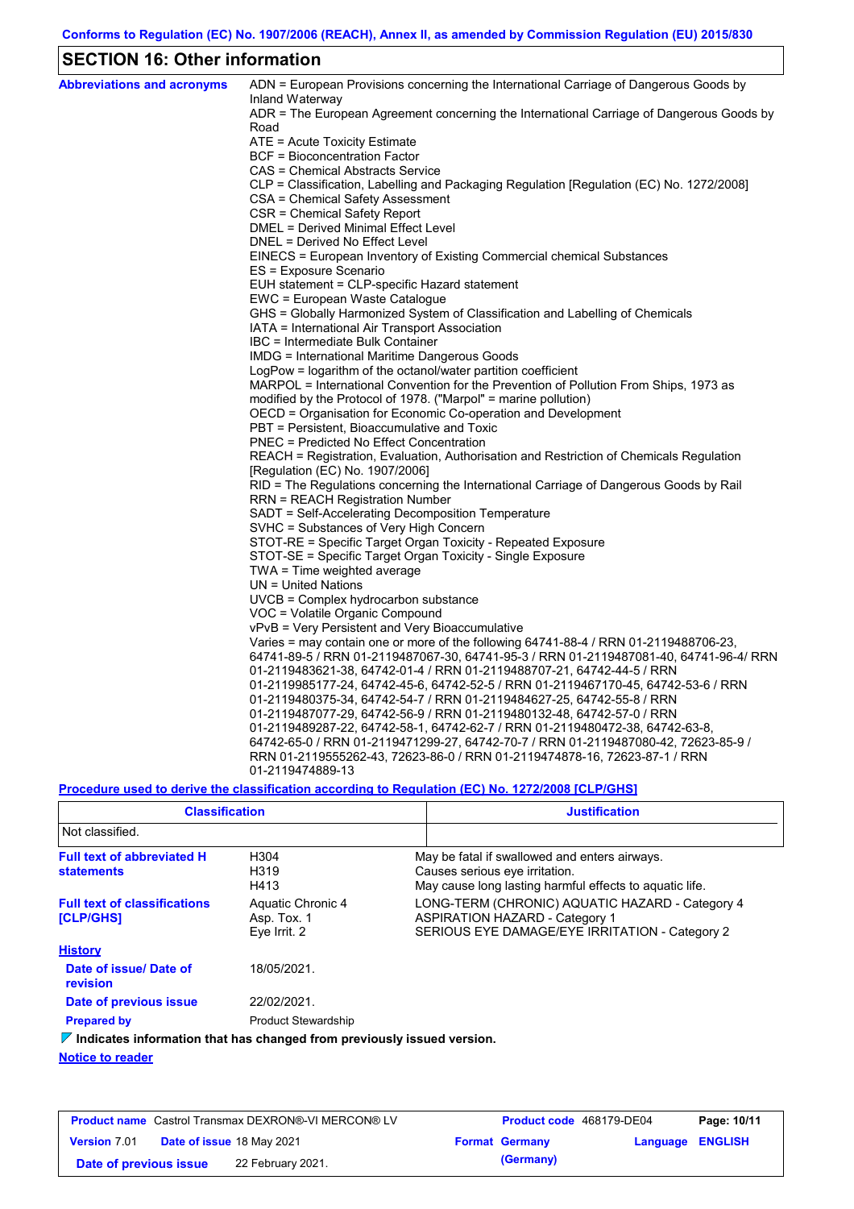Conforms to Regulation (EC) No. 1907/2006 (REACH), Annex II, as amended by Commission Regulation (EU) 2015/830

## SECTION 16: Other information

**Abbreviations and acronyms**

ADN = European Provisions concerning the International Carriage of Dangerous Goods by Inland Waterway
ADR = The European Agreement concerning the International Carriage of Dangerous Goods by Road
ATE = Acute Toxicity Estimate
BCF = Bioconcentration Factor
CAS = Chemical Abstracts Service
CLP = Classification, Labelling and Packaging Regulation [Regulation (EC) No. 1272/2008]
CSA = Chemical Safety Assessment
CSR = Chemical Safety Report
DMEL = Derived Minimal Effect Level
DNEL = Derived No Effect Level
EINECS = European Inventory of Existing Commercial chemical Substances
ES = Exposure Scenario
EUH statement = CLP-specific Hazard statement
EWC = European Waste Catalogue
GHS = Globally Harmonized System of Classification and Labelling of Chemicals
IATA = International Air Transport Association
IBC = Intermediate Bulk Container
IMDG = International Maritime Dangerous Goods
LogPow = logarithm of the octanol/water partition coefficient
MARPOL = International Convention for the Prevention of Pollution From Ships, 1973 as modified by the Protocol of 1978. ("Marpol" = marine pollution)
OECD = Organisation for Economic Co-operation and Development
PBT = Persistent, Bioaccumulative and Toxic
PNEC = Predicted No Effect Concentration
REACH = Registration, Evaluation, Authorisation and Restriction of Chemicals Regulation [Regulation (EC) No. 1907/2006]
RID = The Regulations concerning the International Carriage of Dangerous Goods by Rail
RRN = REACH Registration Number
SADT = Self-Accelerating Decomposition Temperature
SVHC = Substances of Very High Concern
STOT-RE = Specific Target Organ Toxicity - Repeated Exposure
STOT-SE = Specific Target Organ Toxicity - Single Exposure
TWA = Time weighted average
UN = United Nations
UVCB = Complex hydrocarbon substance
VOC = Volatile Organic Compound
vPvB = Very Persistent and Very Bioaccumulative
Varies = may contain one or more of the following 64741-88-4 / RRN 01-2119488706-23, 64741-89-5 / RRN 01-2119487067-30, 64741-95-3 / RRN 01-2119487081-40, 64741-96-4/ RRN 01-2119483621-38, 64742-01-4 / RRN 01-2119488707-21, 64742-44-5 / RRN 01-2119985177-24, 64742-45-6, 64742-52-5 / RRN 01-2119467170-45, 64742-53-6 / RRN 01-2119480375-34, 64742-54-7 / RRN 01-2119484627-25, 64742-55-8 / RRN 01-2119487077-29, 64742-56-9 / RRN 01-2119480132-48, 64742-57-0 / RRN 01-2119489287-22, 64742-58-1, 64742-62-7 / RRN 01-2119480472-38, 64742-63-8, 64742-65-0 / RRN 01-2119471299-27, 64742-70-7 / RRN 01-2119487080-42, 72623-85-9 / RRN 01-2119555262-43, 72623-86-0 / RRN 01-2119474878-16, 72623-87-1 / RRN 01-2119474889-13

**Procedure used to derive the classification according to Regulation (EC) No. 1272/2008 [CLP/GHS]**

| Classification | Justification |
|---|---|
| Not classified. | |

**Full text of abbreviated H statements**

| | |
|---|---|
| H304 | May be fatal if swallowed and enters airways. |
| H319 | Causes serious eye irritation. |
| H413 | May cause long lasting harmful effects to aquatic life. |

**Full text of classifications [CLP/GHS]**

| | |
|---|---|
| Aquatic Chronic 4 | LONG-TERM (CHRONIC) AQUATIC HAZARD - Category 4 |
| Asp. Tox. 1 | ASPIRATION HAZARD - Category 1 |
| Eye Irrit. 2 | SERIOUS EYE DAMAGE/EYE IRRITATION - Category 2 |

**History**

**Date of issue/ Date of revision**: 18/05/2021.

**Date of previous issue**: 22/02/2021.

**Prepared by**: Product Stewardship

**Indicates information that has changed from previously issued version.**

**Notice to reader**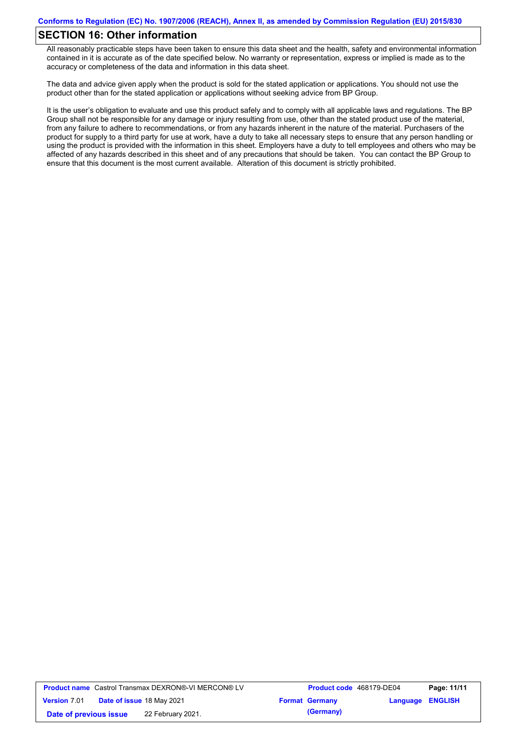## SECTION 16: Other information

All reasonably practicable steps have been taken to ensure this data sheet and the health, safety and environmental information contained in it is accurate as of the date specified below. No warranty or representation, express or implied is made as to the accuracy or completeness of the data and information in this data sheet.

The data and advice given apply when the product is sold for the stated application or applications. You should not use the product other than for the stated application or applications without seeking advice from BP Group.

It is the user's obligation to evaluate and use this product safely and to comply with all applicable laws and regulations. The BP Group shall not be responsible for any damage or injury resulting from use, other than the stated product use of the material, from any failure to adhere to recommendations, or from any hazards inherent in the nature of the material. Purchasers of the product for supply to a third party for use at work, have a duty to take all necessary steps to ensure that any person handling or using the product is provided with the information in this sheet. Employers have a duty to tell employees and others who may be affected of any hazards described in this sheet and of any precautions that should be taken. You can contact the BP Group to ensure that this document is the most current available. Alteration of this document is strictly prohibited.